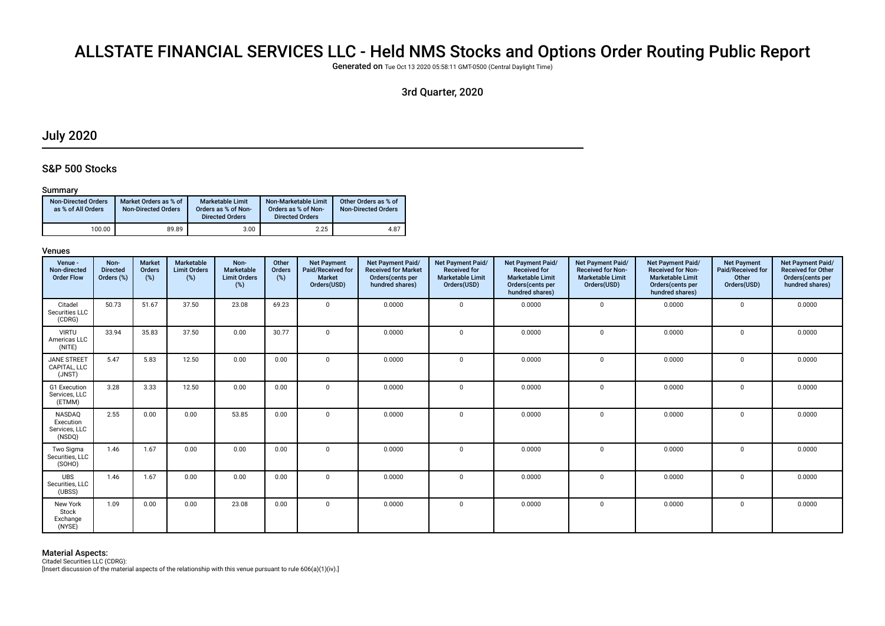# ALLSTATE FINANCIAL SERVICES LLC - Held NMS Stocks and Options Order Routing Public Report

**Generated on** Tue Oct 13 2020 05:58:11 GMT-0500 (Central Daylight Time)

### 3rd Quarter, 2020

## July 2020

### S&P 500 Stocks

#### Summary

| Non-Directed Orders as % of All Orders | Market Orders as % of Non-Directed Orders | Marketable Limit Orders as % of Non-Directed Orders | Non-Marketable Limit Orders as % of Non-Directed Orders | Other Orders as % of Non-Directed Orders |
|---|---|---|---|---|
| 100.00 | 89.89 | 3.00 | 2.25 | 4.87 |

#### Venues

| Venue - Non-directed Order Flow | Non-Directed Orders (%) | Market Orders (%) | Marketable Limit Orders (%) | Non-Marketable Limit Orders (%) | Other Orders (%) | Net Payment Paid/Received for Market Orders(USD) | Net Payment Paid/ Received for Market Orders(cents per hundred shares) | Net Payment Paid/ Received for Marketable Limit Orders(USD) | Net Payment Paid/ Received for Marketable Limit Orders(cents per hundred shares) | Net Payment Paid/ Received for Non-Marketable Limit Orders(USD) | Net Payment Paid/ Received for Non-Marketable Limit Orders(cents per hundred shares) | Net Payment Paid/Received for Other Orders(USD) | Net Payment Paid/ Received for Other Orders(cents per hundred shares) |
|---|---|---|---|---|---|---|---|---|---|---|---|---|---|
| Citadel Securities LLC (CDRG) | 50.73 | 51.67 | 37.50 | 23.08 | 69.23 | 0 | 0.0000 | 0 | 0.0000 | 0 | 0.0000 | 0 | 0.0000 |
| VIRTU Americas LLC (NITE) | 33.94 | 35.83 | 37.50 | 0.00 | 30.77 | 0 | 0.0000 | 0 | 0.0000 | 0 | 0.0000 | 0 | 0.0000 |
| JANE STREET CAPITAL, LLC (JNST) | 5.47 | 5.83 | 12.50 | 0.00 | 0.00 | 0 | 0.0000 | 0 | 0.0000 | 0 | 0.0000 | 0 | 0.0000 |
| G1 Execution Services, LLC (ETMM) | 3.28 | 3.33 | 12.50 | 0.00 | 0.00 | 0 | 0.0000 | 0 | 0.0000 | 0 | 0.0000 | 0 | 0.0000 |
| NASDAQ Execution Services, LLC (NSDQ) | 2.55 | 0.00 | 0.00 | 53.85 | 0.00 | 0 | 0.0000 | 0 | 0.0000 | 0 | 0.0000 | 0 | 0.0000 |
| Two Sigma Securities, LLC (SOHO) | 1.46 | 1.67 | 0.00 | 0.00 | 0.00 | 0 | 0.0000 | 0 | 0.0000 | 0 | 0.0000 | 0 | 0.0000 |
| UBS Securities, LLC (UBSS) | 1.46 | 1.67 | 0.00 | 0.00 | 0.00 | 0 | 0.0000 | 0 | 0.0000 | 0 | 0.0000 | 0 | 0.0000 |
| New York Stock Exchange (NYSE) | 1.09 | 0.00 | 0.00 | 23.08 | 0.00 | 0 | 0.0000 | 0 | 0.0000 | 0 | 0.0000 | 0 | 0.0000 |

#### Material Aspects:

Citadel Securities LLC (CDRG):

[Insert discussion of the material aspects of the relationship with this venue pursuant to rule 606(a)(1)(iv).]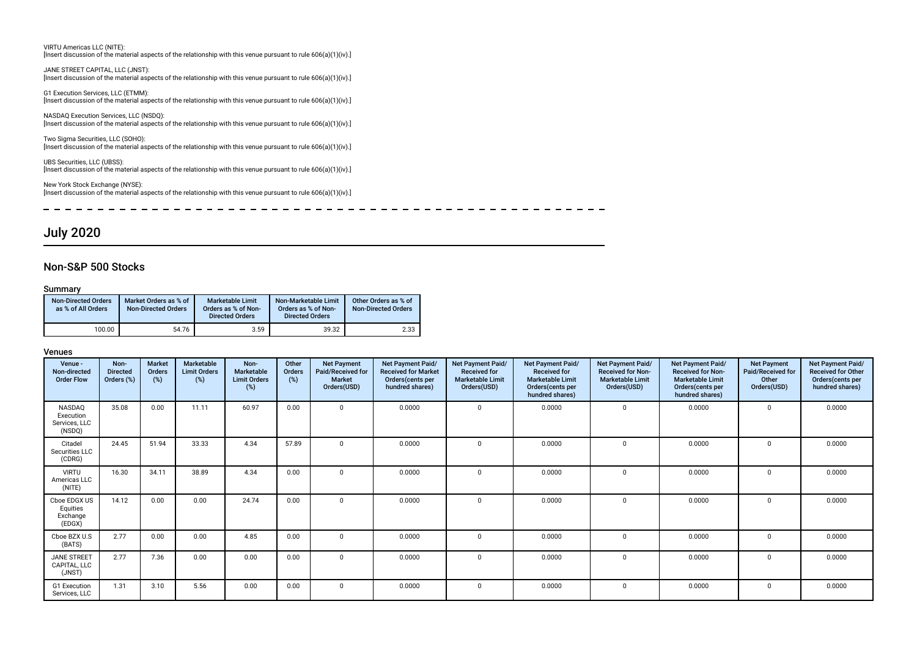VIRTU Americas LLC (NITE):
[Insert discussion of the material aspects of the relationship with this venue pursuant to rule 606(a)(1)(iv).]

JANE STREET CAPITAL, LLC (JNST):
[Insert discussion of the material aspects of the relationship with this venue pursuant to rule 606(a)(1)(iv).]

G1 Execution Services, LLC (ETMM):
[Insert discussion of the material aspects of the relationship with this venue pursuant to rule 606(a)(1)(iv).]

NASDAQ Execution Services, LLC (NSDQ):
[Insert discussion of the material aspects of the relationship with this venue pursuant to rule 606(a)(1)(iv).]

Two Sigma Securities, LLC (SOHO):
[Insert discussion of the material aspects of the relationship with this venue pursuant to rule 606(a)(1)(iv).]

UBS Securities, LLC (UBSS):
[Insert discussion of the material aspects of the relationship with this venue pursuant to rule 606(a)(1)(iv).]

New York Stock Exchange (NYSE):
[Insert discussion of the material aspects of the relationship with this venue pursuant to rule 606(a)(1)(iv).]

# July 2020

## Non-S&P 500 Stocks

### Summary

| Non-Directed Orders as % of All Orders | Market Orders as % of Non-Directed Orders | Marketable Limit Orders as % of Non-Directed Orders | Non-Marketable Limit Orders as % of Non-Directed Orders | Other Orders as % of Non-Directed Orders |
|---|---|---|---|---|
| 100.00 | 54.76 | 3.59 | 39.32 | 2.33 |

### Venues

| Venue - Non-directed Order Flow | Non-Directed Orders (%) | Market Orders (%) | Marketable Limit Orders (%) | Non-Marketable Limit Orders (%) | Other Orders (%) | Net Payment Paid/Received for Market Orders(USD) | Net Payment Paid/ Received for Market Orders(cents per hundred shares) | Net Payment Paid/ Received for Marketable Limit Orders(USD) | Net Payment Paid/ Received for Marketable Limit Orders(cents per hundred shares) | Net Payment Paid/ Received for Non-Marketable Limit Orders(USD) | Net Payment Paid/ Received for Non-Marketable Limit Orders(cents per hundred shares) | Net Payment Paid/Received for Other Orders(USD) | Net Payment Paid/ Received for Other Orders(cents per hundred shares) |
|---|---|---|---|---|---|---|---|---|---|---|---|---|---|
| NASDAQ Execution Services, LLC (NSDQ) | 35.08 | 0.00 | 11.11 | 60.97 | 0.00 | 0 | 0.0000 | 0 | 0.0000 | 0 | 0.0000 | 0 | 0.0000 |
| Citadel Securities LLC (CDRG) | 24.45 | 51.94 | 33.33 | 4.34 | 57.89 | 0 | 0.0000 | 0 | 0.0000 | 0 | 0.0000 | 0 | 0.0000 |
| VIRTU Americas LLC (NITE) | 16.30 | 34.11 | 38.89 | 4.34 | 0.00 | 0 | 0.0000 | 0 | 0.0000 | 0 | 0.0000 | 0 | 0.0000 |
| Cboe EDGX US Equities Exchange (EDGX) | 14.12 | 0.00 | 0.00 | 24.74 | 0.00 | 0 | 0.0000 | 0 | 0.0000 | 0 | 0.0000 | 0 | 0.0000 |
| Cboe BZX U.S (BATS) | 2.77 | 0.00 | 0.00 | 4.85 | 0.00 | 0 | 0.0000 | 0 | 0.0000 | 0 | 0.0000 | 0 | 0.0000 |
| JANE STREET CAPITAL, LLC (JNST) | 2.77 | 7.36 | 0.00 | 0.00 | 0.00 | 0 | 0.0000 | 0 | 0.0000 | 0 | 0.0000 | 0 | 0.0000 |
| G1 Execution Services, LLC | 1.31 | 3.10 | 5.56 | 0.00 | 0.00 | 0 | 0.0000 | 0 | 0.0000 | 0 | 0.0000 | 0 | 0.0000 |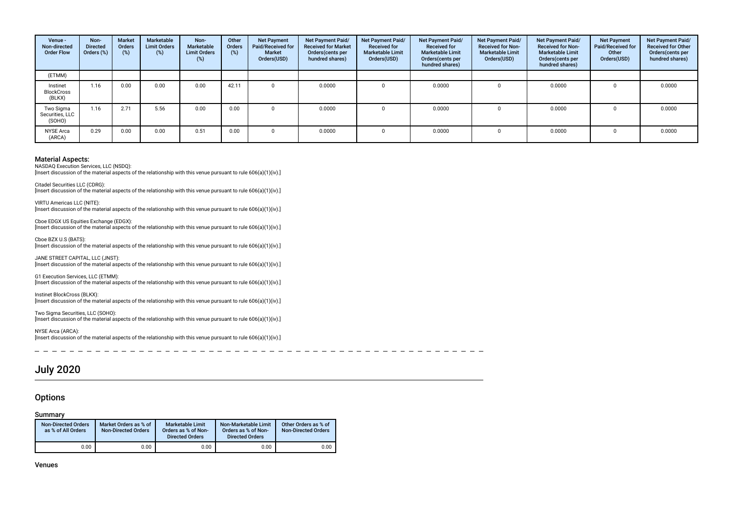| Venue - Non-directed Order Flow | Non-Directed Orders (%) | Market Orders (%) | Marketable Limit Orders (%) | Non-Marketable Limit Orders (%) | Other Orders (%) | Net Payment Paid/Received for Market Orders(USD) | Net Payment Paid/ Received for Market Orders(cents per hundred shares) | Net Payment Paid/ Received for Marketable Limit Orders(USD) | Net Payment Paid/ Received for Marketable Limit Orders(cents per hundred shares) | Net Payment Paid/ Received for Non-Marketable Limit Orders(USD) | Net Payment Paid/ Received for Non-Marketable Limit Orders(cents per hundred shares) | Net Payment Paid/Received for Other Orders(USD) | Net Payment Paid/ Received for Other Orders(cents per hundred shares) |
|---|---|---|---|---|---|---|---|---|---|---|---|---|---|
| (ETMM) | | | | | | | | | | | | | |
| Instinet BlockCross (BLKX) | 1.16 | 0.00 | 0.00 | 0.00 | 42.11 | 0 | 0.0000 | 0 | 0.0000 | 0 | 0.0000 | 0 | 0.0000 |
| Two Sigma Securities, LLC (SOHO) | 1.16 | 2.71 | 5.56 | 0.00 | 0.00 | 0 | 0.0000 | 0 | 0.0000 | 0 | 0.0000 | 0 | 0.0000 |
| NYSE Arca (ARCA) | 0.29 | 0.00 | 0.00 | 0.51 | 0.00 | 0 | 0.0000 | 0 | 0.0000 | 0 | 0.0000 | 0 | 0.0000 |

### Material Aspects:

NASDAQ Execution Services, LLC (NSDQ):
[Insert discussion of the material aspects of the relationship with this venue pursuant to rule 606(a)(1)(iv).]

Citadel Securities LLC (CDRG):
[Insert discussion of the material aspects of the relationship with this venue pursuant to rule 606(a)(1)(iv).]

VIRTU Americas LLC (NITE):
[Insert discussion of the material aspects of the relationship with this venue pursuant to rule 606(a)(1)(iv).]

Cboe EDGX US Equities Exchange (EDGX):
[Insert discussion of the material aspects of the relationship with this venue pursuant to rule 606(a)(1)(iv).]

Cboe BZX U.S (BATS):
[Insert discussion of the material aspects of the relationship with this venue pursuant to rule 606(a)(1)(iv).]

JANE STREET CAPITAL, LLC (JNST):
[Insert discussion of the material aspects of the relationship with this venue pursuant to rule 606(a)(1)(iv).]

G1 Execution Services, LLC (ETMM):
[Insert discussion of the material aspects of the relationship with this venue pursuant to rule 606(a)(1)(iv).]

Instinet BlockCross (BLKX):
[Insert discussion of the material aspects of the relationship with this venue pursuant to rule 606(a)(1)(iv).]

Two Sigma Securities, LLC (SOHO):
[Insert discussion of the material aspects of the relationship with this venue pursuant to rule 606(a)(1)(iv).]

NYSE Arca (ARCA):
[Insert discussion of the material aspects of the relationship with this venue pursuant to rule 606(a)(1)(iv).]

# July 2020

## Options

### Summary

| Non-Directed Orders as % of All Orders | Market Orders as % of Non-Directed Orders | Marketable Limit Orders as % of Non-Directed Orders | Non-Marketable Limit Orders as % of Non-Directed Orders | Other Orders as % of Non-Directed Orders |
|---|---|---|---|---|
| 0.00 | 0.00 | 0.00 | 0.00 | 0.00 |

### Venues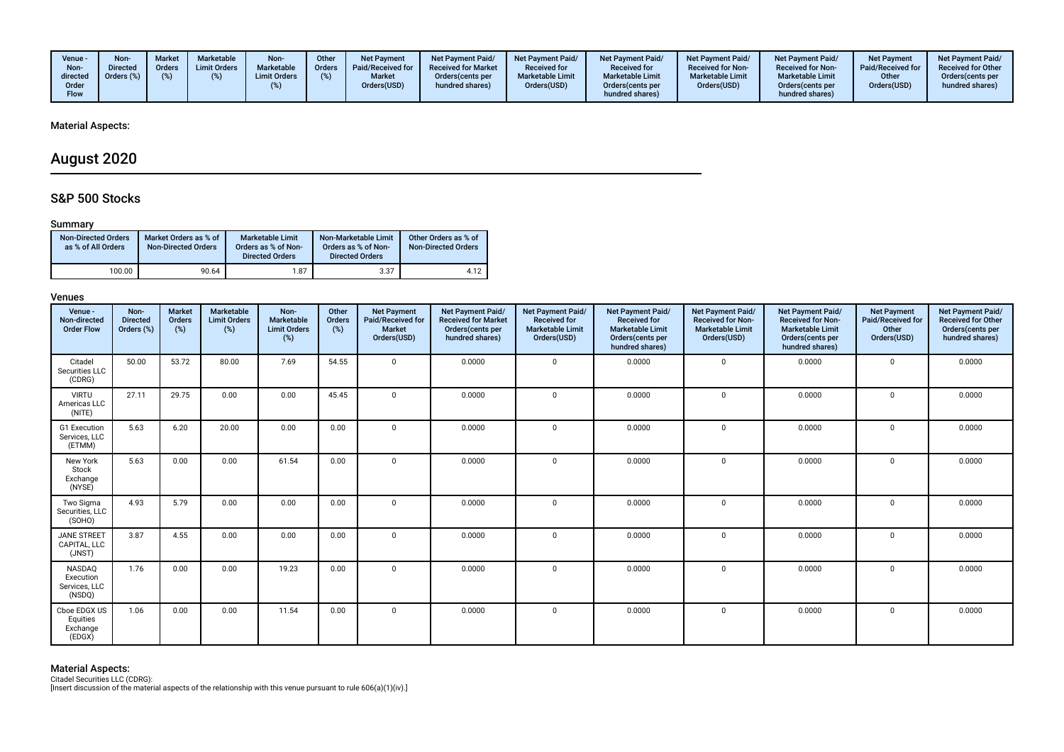| Venue - Non-directed Order Flow | Non-Directed Orders (%) | Market Orders (%) | Marketable Limit Orders (%) | Non-Marketable Limit Orders (%) | Other Orders (%) | Net Payment Paid/Received for Market Orders(USD) | Net Payment Paid/ Received for Market Orders(cents per hundred shares) | Net Payment Paid/ Received for Marketable Limit Orders(USD) | Net Payment Paid/ Received for Marketable Limit Orders(cents per hundred shares) | Net Payment Paid/ Received for Non-Marketable Limit Orders(USD) | Net Payment Paid/ Received for Non-Marketable Limit Orders(cents per hundred shares) | Net Payment Paid/Received for Other Orders(USD) | Net Payment Paid/ Received for Other Orders(cents per hundred shares) |
|---|---|---|---|---|---|---|---|---|---|---|---|---|---|

Material Aspects:

# August 2020

## S&P 500 Stocks

### Summary

| Non-Directed Orders as % of All Orders | Market Orders as % of Non-Directed Orders | Marketable Limit Orders as % of Non-Directed Orders | Non-Marketable Limit Orders as % of Non-Directed Orders | Other Orders as % of Non-Directed Orders |
|---|---|---|---|---|
| 100.00 | 90.64 | 1.87 | 3.37 | 4.12 |

### Venues

| Venue - Non-directed Order Flow | Non-Directed Orders (%) | Market Orders (%) | Marketable Limit Orders (%) | Non-Marketable Limit Orders (%) | Other Orders (%) | Net Payment Paid/Received for Market Orders(USD) | Net Payment Paid/ Received for Market Orders(cents per hundred shares) | Net Payment Paid/ Received for Marketable Limit Orders(USD) | Net Payment Paid/ Received for Marketable Limit Orders(cents per hundred shares) | Net Payment Paid/ Received for Non-Marketable Limit Orders(USD) | Net Payment Paid/ Received for Non-Marketable Limit Orders(cents per hundred shares) | Net Payment Paid/Received for Other Orders(USD) | Net Payment Paid/ Received for Other Orders(cents per hundred shares) |
|---|---|---|---|---|---|---|---|---|---|---|---|---|---|
| Citadel Securities LLC (CDRG) | 50.00 | 53.72 | 80.00 | 7.69 | 54.55 | 0 | 0.0000 | 0 | 0.0000 | 0 | 0.0000 | 0 | 0.0000 |
| VIRTU Americas LLC (NITE) | 27.11 | 29.75 | 0.00 | 0.00 | 45.45 | 0 | 0.0000 | 0 | 0.0000 | 0 | 0.0000 | 0 | 0.0000 |
| G1 Execution Services, LLC (ETMM) | 5.63 | 6.20 | 20.00 | 0.00 | 0.00 | 0 | 0.0000 | 0 | 0.0000 | 0 | 0.0000 | 0 | 0.0000 |
| New York Stock Exchange (NYSE) | 5.63 | 0.00 | 0.00 | 61.54 | 0.00 | 0 | 0.0000 | 0 | 0.0000 | 0 | 0.0000 | 0 | 0.0000 |
| Two Sigma Securities, LLC (SOHO) | 4.93 | 5.79 | 0.00 | 0.00 | 0.00 | 0 | 0.0000 | 0 | 0.0000 | 0 | 0.0000 | 0 | 0.0000 |
| JANE STREET CAPITAL, LLC (JNST) | 3.87 | 4.55 | 0.00 | 0.00 | 0.00 | 0 | 0.0000 | 0 | 0.0000 | 0 | 0.0000 | 0 | 0.0000 |
| NASDAQ Execution Services, LLC (NSDQ) | 1.76 | 0.00 | 0.00 | 19.23 | 0.00 | 0 | 0.0000 | 0 | 0.0000 | 0 | 0.0000 | 0 | 0.0000 |
| Cboe EDGX US Equities Exchange (EDGX) | 1.06 | 0.00 | 0.00 | 11.54 | 0.00 | 0 | 0.0000 | 0 | 0.0000 | 0 | 0.0000 | 0 | 0.0000 |

### Material Aspects:

Citadel Securities LLC (CDRG):
[Insert discussion of the material aspects of the relationship with this venue pursuant to rule 606(a)(1)(iv).]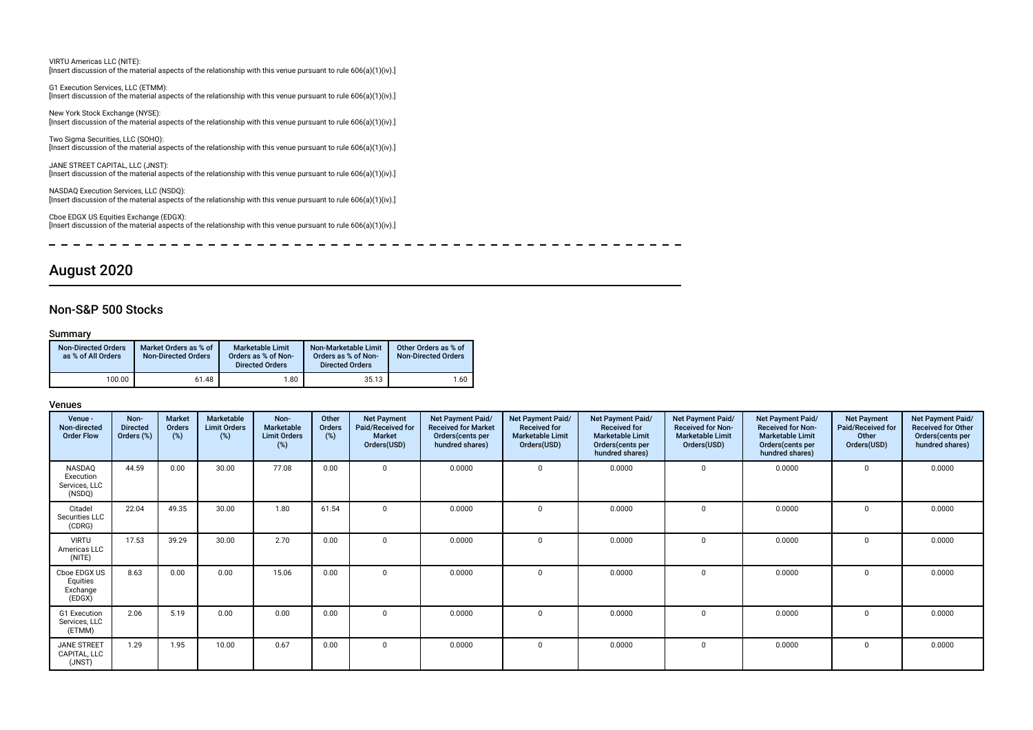VIRTU Americas LLC (NITE):
[Insert discussion of the material aspects of the relationship with this venue pursuant to rule 606(a)(1)(iv).]

G1 Execution Services, LLC (ETMM):
[Insert discussion of the material aspects of the relationship with this venue pursuant to rule 606(a)(1)(iv).]

New York Stock Exchange (NYSE):
[Insert discussion of the material aspects of the relationship with this venue pursuant to rule 606(a)(1)(iv).]

Two Sigma Securities, LLC (SOHO):
[Insert discussion of the material aspects of the relationship with this venue pursuant to rule 606(a)(1)(iv).]

JANE STREET CAPITAL, LLC (JNST):
[Insert discussion of the material aspects of the relationship with this venue pursuant to rule 606(a)(1)(iv).]

NASDAQ Execution Services, LLC (NSDQ):
[Insert discussion of the material aspects of the relationship with this venue pursuant to rule 606(a)(1)(iv).]

Cboe EDGX US Equities Exchange (EDGX):
[Insert discussion of the material aspects of the relationship with this venue pursuant to rule 606(a)(1)(iv).]

# August 2020

## Non-S&P 500 Stocks

### Summary

| Non-Directed Orders as % of All Orders | Market Orders as % of Non-Directed Orders | Marketable Limit Orders as % of Non-Directed Orders | Non-Marketable Limit Orders as % of Non-Directed Orders | Other Orders as % of Non-Directed Orders |
|---|---|---|---|---|
| 100.00 | 61.48 | 1.80 | 35.13 | 1.60 |

### Venues

| Venue - Non-directed Order Flow | Non-Directed Orders (%) | Market Orders (%) | Marketable Limit Orders (%) | Non-Marketable Limit Orders (%) | Other Orders (%) | Net Payment Paid/Received for Market Orders(USD) | Net Payment Paid/Received for Market Orders(cents per hundred shares) | Net Payment Paid/Received for Marketable Limit Orders(USD) | Net Payment Paid/Received for Marketable Limit Orders(cents per hundred shares) | Net Payment Paid/Received for Non-Marketable Limit Orders(USD) | Net Payment Paid/Received for Non-Marketable Limit Orders(cents per hundred shares) | Net Payment Paid/Received for Other Orders(USD) | Net Payment Paid/Received for Other Orders(cents per hundred shares) |
|---|---|---|---|---|---|---|---|---|---|---|---|---|---|
| NASDAQ Execution Services, LLC (NSDQ) | 44.59 | 0.00 | 30.00 | 77.08 | 0.00 | 0 | 0.0000 | 0 | 0.0000 | 0 | 0.0000 | 0 | 0.0000 |
| Citadel Securities LLC (CDRG) | 22.04 | 49.35 | 30.00 | 1.80 | 61.54 | 0 | 0.0000 | 0 | 0.0000 | 0 | 0.0000 | 0 | 0.0000 |
| VIRTU Americas LLC (NITE) | 17.53 | 39.29 | 30.00 | 2.70 | 0.00 | 0 | 0.0000 | 0 | 0.0000 | 0 | 0.0000 | 0 | 0.0000 |
| Cboe EDGX US Equities Exchange (EDGX) | 8.63 | 0.00 | 0.00 | 15.06 | 0.00 | 0 | 0.0000 | 0 | 0.0000 | 0 | 0.0000 | 0 | 0.0000 |
| G1 Execution Services, LLC (ETMM) | 2.06 | 5.19 | 0.00 | 0.00 | 0.00 | 0 | 0.0000 | 0 | 0.0000 | 0 | 0.0000 | 0 | 0.0000 |
| JANE STREET CAPITAL, LLC (JNST) | 1.29 | 1.95 | 10.00 | 0.67 | 0.00 | 0 | 0.0000 | 0 | 0.0000 | 0 | 0.0000 | 0 | 0.0000 |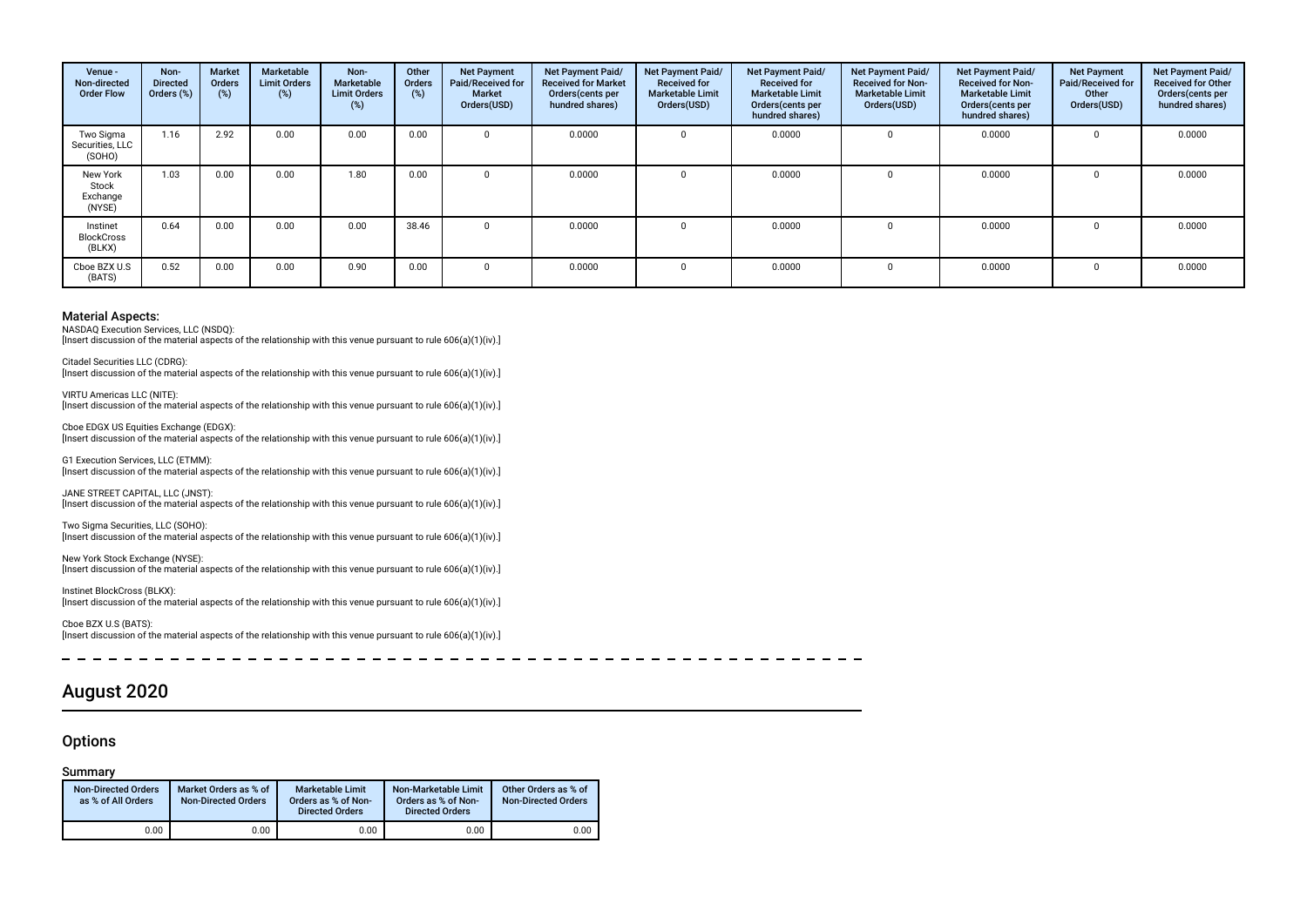| Venue - Non-directed Order Flow | Non-Directed Orders (%) | Market Orders (%) | Marketable Limit Orders (%) | Non-Marketable Limit Orders (%) | Other Orders (%) | Net Payment Paid/Received for Market Orders(USD) | Net Payment Paid/ Received for Market Orders(cents per hundred shares) | Net Payment Paid/ Received for Marketable Limit Orders(USD) | Net Payment Paid/ Received for Marketable Limit Orders(cents per hundred shares) | Net Payment Paid/ Received for Non-Marketable Limit Orders(USD) | Net Payment Paid/ Received for Non-Marketable Limit Orders(cents per hundred shares) | Net Payment Paid/Received for Other Orders(USD) | Net Payment Paid/ Received for Other Orders(cents per hundred shares) |
|---|---|---|---|---|---|---|---|---|---|---|---|---|---|
| Two Sigma Securities, LLC (SOHO) | 1.16 | 2.92 | 0.00 | 0.00 | 0.00 | 0 | 0.0000 | 0 | 0.0000 | 0 | 0.0000 | 0 | 0.0000 |
| New York Stock Exchange (NYSE) | 1.03 | 0.00 | 0.00 | 1.80 | 0.00 | 0 | 0.0000 | 0 | 0.0000 | 0 | 0.0000 | 0 | 0.0000 |
| Instinet BlockCross (BLKX) | 0.64 | 0.00 | 0.00 | 0.00 | 38.46 | 0 | 0.0000 | 0 | 0.0000 | 0 | 0.0000 | 0 | 0.0000 |
| Cboe BZX U.S (BATS) | 0.52 | 0.00 | 0.00 | 0.90 | 0.00 | 0 | 0.0000 | 0 | 0.0000 | 0 | 0.0000 | 0 | 0.0000 |

### Material Aspects:

NASDAQ Execution Services, LLC (NSDQ):
[Insert discussion of the material aspects of the relationship with this venue pursuant to rule 606(a)(1)(iv).]

Citadel Securities LLC (CDRG):
[Insert discussion of the material aspects of the relationship with this venue pursuant to rule 606(a)(1)(iv).]

VIRTU Americas LLC (NITE):
[Insert discussion of the material aspects of the relationship with this venue pursuant to rule 606(a)(1)(iv).]

Cboe EDGX US Equities Exchange (EDGX):
[Insert discussion of the material aspects of the relationship with this venue pursuant to rule 606(a)(1)(iv).]

G1 Execution Services, LLC (ETMM):
[Insert discussion of the material aspects of the relationship with this venue pursuant to rule 606(a)(1)(iv).]

JANE STREET CAPITAL, LLC (JNST):
[Insert discussion of the material aspects of the relationship with this venue pursuant to rule 606(a)(1)(iv).]

Two Sigma Securities, LLC (SOHO):
[Insert discussion of the material aspects of the relationship with this venue pursuant to rule 606(a)(1)(iv).]

New York Stock Exchange (NYSE):
[Insert discussion of the material aspects of the relationship with this venue pursuant to rule 606(a)(1)(iv).]

Instinet BlockCross (BLKX):
[Insert discussion of the material aspects of the relationship with this venue pursuant to rule 606(a)(1)(iv).]

Cboe BZX U.S (BATS):
[Insert discussion of the material aspects of the relationship with this venue pursuant to rule 606(a)(1)(iv).]

# August 2020

## Options

### Summary

| Non-Directed Orders as % of All Orders | Market Orders as % of Non-Directed Orders | Marketable Limit Orders as % of Non-Directed Orders | Non-Marketable Limit Orders as % of Non-Directed Orders | Other Orders as % of Non-Directed Orders |
|---|---|---|---|---|
| 0.00 | 0.00 | 0.00 | 0.00 | 0.00 |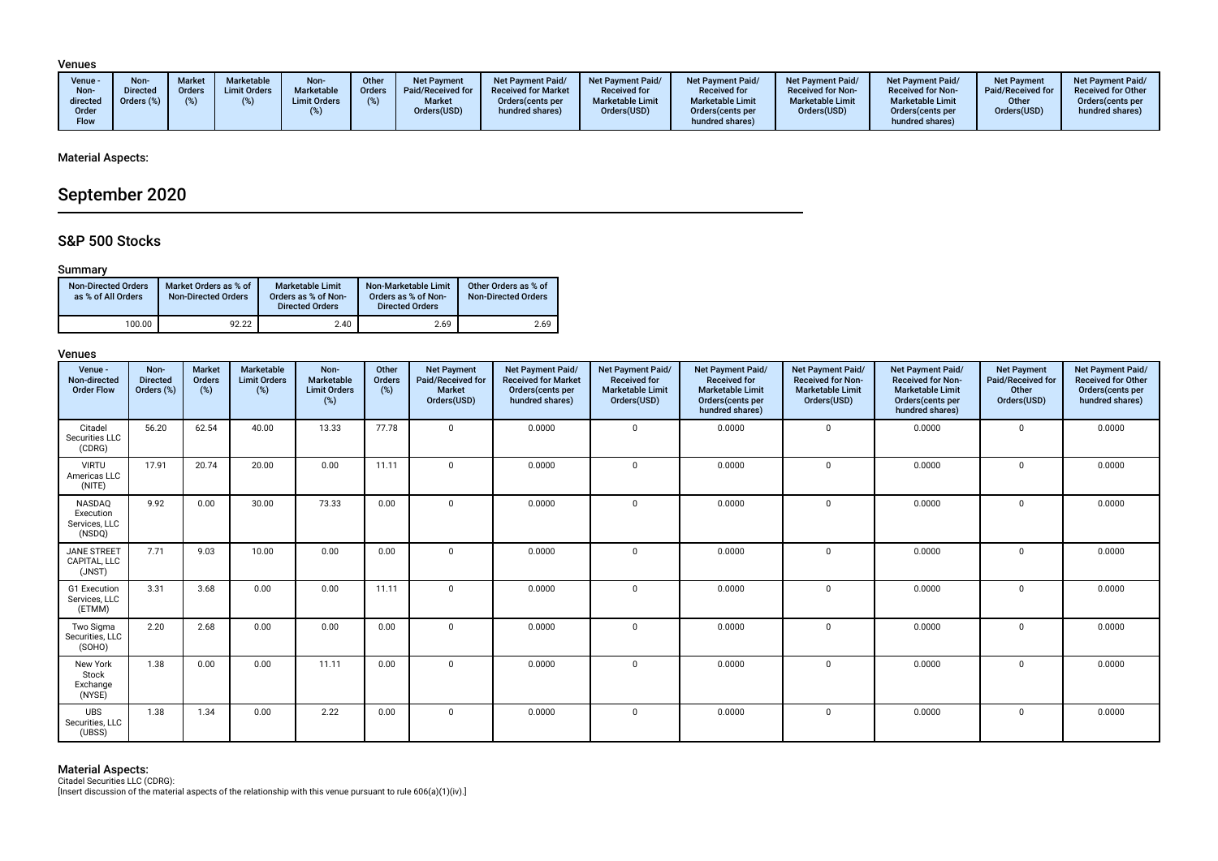## Venues

| Venue - Non-directed Order Flow | Non-Directed Orders (%) | Market Orders (%) | Marketable Limit Orders (%) | Non-Marketable Limit Orders (%) | Other Orders (%) | Net Payment Paid/Received for Market Orders(USD) | Net Payment Paid/Received for Market Orders(cents per hundred shares) | Net Payment Paid/Received for Marketable Limit Orders(USD) | Net Payment Paid/Received for Marketable Limit Orders(cents per hundred shares) | Net Payment Paid/Received for Non-Marketable Limit Orders(USD) | Net Payment Paid/Received for Non-Marketable Limit Orders(cents per hundred shares) | Net Payment Paid/Received for Other Orders(USD) | Net Payment Paid/Received for Other Orders(cents per hundred shares) |
|---|---|---|---|---|---|---|---|---|---|---|---|---|---|

## Material Aspects:

# September 2020

## S&P 500 Stocks

### Summary

| Non-Directed Orders as % of All Orders | Market Orders as % of Non-Directed Orders | Marketable Limit Orders as % of Non-Directed Orders | Non-Marketable Limit Orders as % of Non-Directed Orders | Other Orders as % of Non-Directed Orders |
|---|---|---|---|---|
| 100.00 | 92.22 | 2.40 | 2.69 | 2.69 |

### Venues

| Venue - Non-directed Order Flow | Non-Directed Orders (%) | Market Orders (%) | Marketable Limit Orders (%) | Non-Marketable Limit Orders (%) | Other Orders (%) | Net Payment Paid/Received for Market Orders(USD) | Net Payment Paid/Received for Market Orders(cents per hundred shares) | Net Payment Paid/Received for Marketable Limit Orders(USD) | Net Payment Paid/Received for Marketable Limit Orders(cents per hundred shares) | Net Payment Paid/Received for Non-Marketable Limit Orders(USD) | Net Payment Paid/Received for Non-Marketable Limit Orders(cents per hundred shares) | Net Payment Paid/Received for Other Orders(USD) | Net Payment Paid/Received for Other Orders(cents per hundred shares) |
|---|---|---|---|---|---|---|---|---|---|---|---|---|---|
| Citadel Securities LLC (CDRG) | 56.20 | 62.54 | 40.00 | 13.33 | 77.78 | 0 | 0.0000 | 0 | 0.0000 | 0 | 0.0000 | 0 | 0.0000 |
| VIRTU Americas LLC (NITE) | 17.91 | 20.74 | 20.00 | 0.00 | 11.11 | 0 | 0.0000 | 0 | 0.0000 | 0 | 0.0000 | 0 | 0.0000 |
| NASDAQ Execution Services, LLC (NSDQ) | 9.92 | 0.00 | 30.00 | 73.33 | 0.00 | 0 | 0.0000 | 0 | 0.0000 | 0 | 0.0000 | 0 | 0.0000 |
| JANE STREET CAPITAL, LLC (JNST) | 7.71 | 9.03 | 10.00 | 0.00 | 0.00 | 0 | 0.0000 | 0 | 0.0000 | 0 | 0.0000 | 0 | 0.0000 |
| G1 Execution Services, LLC (ETMM) | 3.31 | 3.68 | 0.00 | 0.00 | 11.11 | 0 | 0.0000 | 0 | 0.0000 | 0 | 0.0000 | 0 | 0.0000 |
| Two Sigma Securities, LLC (SOHO) | 2.20 | 2.68 | 0.00 | 0.00 | 0.00 | 0 | 0.0000 | 0 | 0.0000 | 0 | 0.0000 | 0 | 0.0000 |
| New York Stock Exchange (NYSE) | 1.38 | 0.00 | 0.00 | 11.11 | 0.00 | 0 | 0.0000 | 0 | 0.0000 | 0 | 0.0000 | 0 | 0.0000 |
| UBS Securities, LLC (UBSS) | 1.38 | 1.34 | 0.00 | 2.22 | 0.00 | 0 | 0.0000 | 0 | 0.0000 | 0 | 0.0000 | 0 | 0.0000 |

### Material Aspects:

Citadel Securities LLC (CDRG):
[Insert discussion of the material aspects of the relationship with this venue pursuant to rule 606(a)(1)(iv).]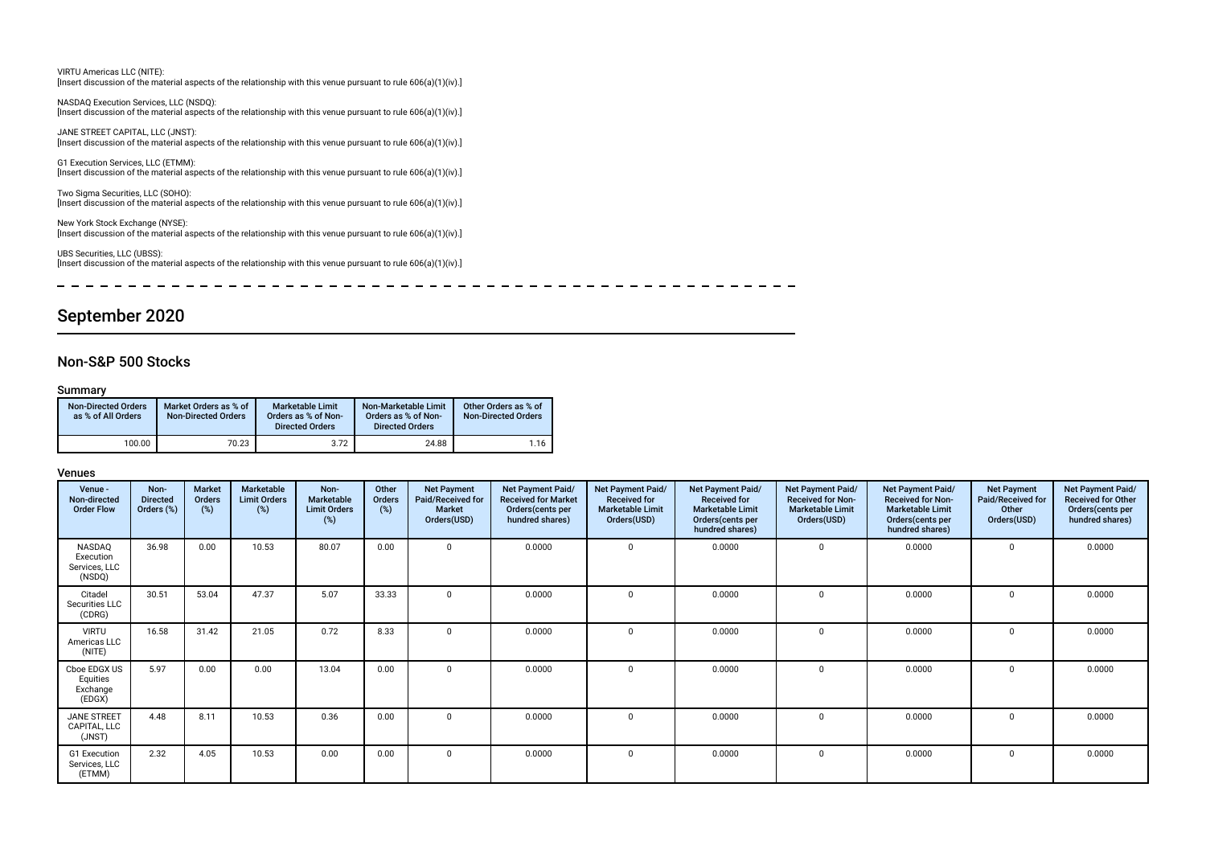VIRTU Americas LLC (NITE):
[Insert discussion of the material aspects of the relationship with this venue pursuant to rule 606(a)(1)(iv).]

NASDAQ Execution Services, LLC (NSDQ):
[Insert discussion of the material aspects of the relationship with this venue pursuant to rule 606(a)(1)(iv).]

JANE STREET CAPITAL, LLC (JNST):
[Insert discussion of the material aspects of the relationship with this venue pursuant to rule 606(a)(1)(iv).]

G1 Execution Services, LLC (ETMM):
[Insert discussion of the material aspects of the relationship with this venue pursuant to rule 606(a)(1)(iv).]

Two Sigma Securities, LLC (SOHO):
[Insert discussion of the material aspects of the relationship with this venue pursuant to rule 606(a)(1)(iv).]

New York Stock Exchange (NYSE):
[Insert discussion of the material aspects of the relationship with this venue pursuant to rule 606(a)(1)(iv).]

UBS Securities, LLC (UBSS):
[Insert discussion of the material aspects of the relationship with this venue pursuant to rule 606(a)(1)(iv).]

# September 2020

## Non-S&P 500 Stocks

### Summary

| Non-Directed Orders as % of All Orders | Market Orders as % of Non-Directed Orders | Marketable Limit Orders as % of Non-Directed Orders | Non-Marketable Limit Orders as % of Non-Directed Orders | Other Orders as % of Non-Directed Orders |
|---|---|---|---|---|
| 100.00 | 70.23 | 3.72 | 24.88 | 1.16 |

### Venues

| Venue - Non-directed Order Flow | Non-Directed Orders (%) | Market Orders (%) | Marketable Limit Orders (%) | Non-Marketable Limit Orders (%) | Other Orders (%) | Net Payment Paid/Received for Market Orders(USD) | Net Payment Paid/Received for Market Orders(cents per hundred shares) | Net Payment Paid/Received for Marketable Limit Orders(USD) | Net Payment Paid/Received for Marketable Limit Orders(cents per hundred shares) | Net Payment Paid/Received for Non-Marketable Limit Orders(USD) | Net Payment Paid/Received for Non-Marketable Limit Orders(cents per hundred shares) | Net Payment Paid/Received for Other Orders(USD) | Net Payment Paid/Received for Other Orders(cents per hundred shares) |
|---|---|---|---|---|---|---|---|---|---|---|---|---|---|
| NASDAQ Execution Services, LLC (NSDQ) | 36.98 | 0.00 | 10.53 | 80.07 | 0.00 | 0 | 0.0000 | 0 | 0.0000 | 0 | 0.0000 | 0 | 0.0000 |
| Citadel Securities LLC (CDRG) | 30.51 | 53.04 | 47.37 | 5.07 | 33.33 | 0 | 0.0000 | 0 | 0.0000 | 0 | 0.0000 | 0 | 0.0000 |
| VIRTU Americas LLC (NITE) | 16.58 | 31.42 | 21.05 | 0.72 | 8.33 | 0 | 0.0000 | 0 | 0.0000 | 0 | 0.0000 | 0 | 0.0000 |
| Cboe EDGX US Equities Exchange (EDGX) | 5.97 | 0.00 | 0.00 | 13.04 | 0.00 | 0 | 0.0000 | 0 | 0.0000 | 0 | 0.0000 | 0 | 0.0000 |
| JANE STREET CAPITAL, LLC (JNST) | 4.48 | 8.11 | 10.53 | 0.36 | 0.00 | 0 | 0.0000 | 0 | 0.0000 | 0 | 0.0000 | 0 | 0.0000 |
| G1 Execution Services, LLC (ETMM) | 2.32 | 4.05 | 10.53 | 0.00 | 0.00 | 0 | 0.0000 | 0 | 0.0000 | 0 | 0.0000 | 0 | 0.0000 |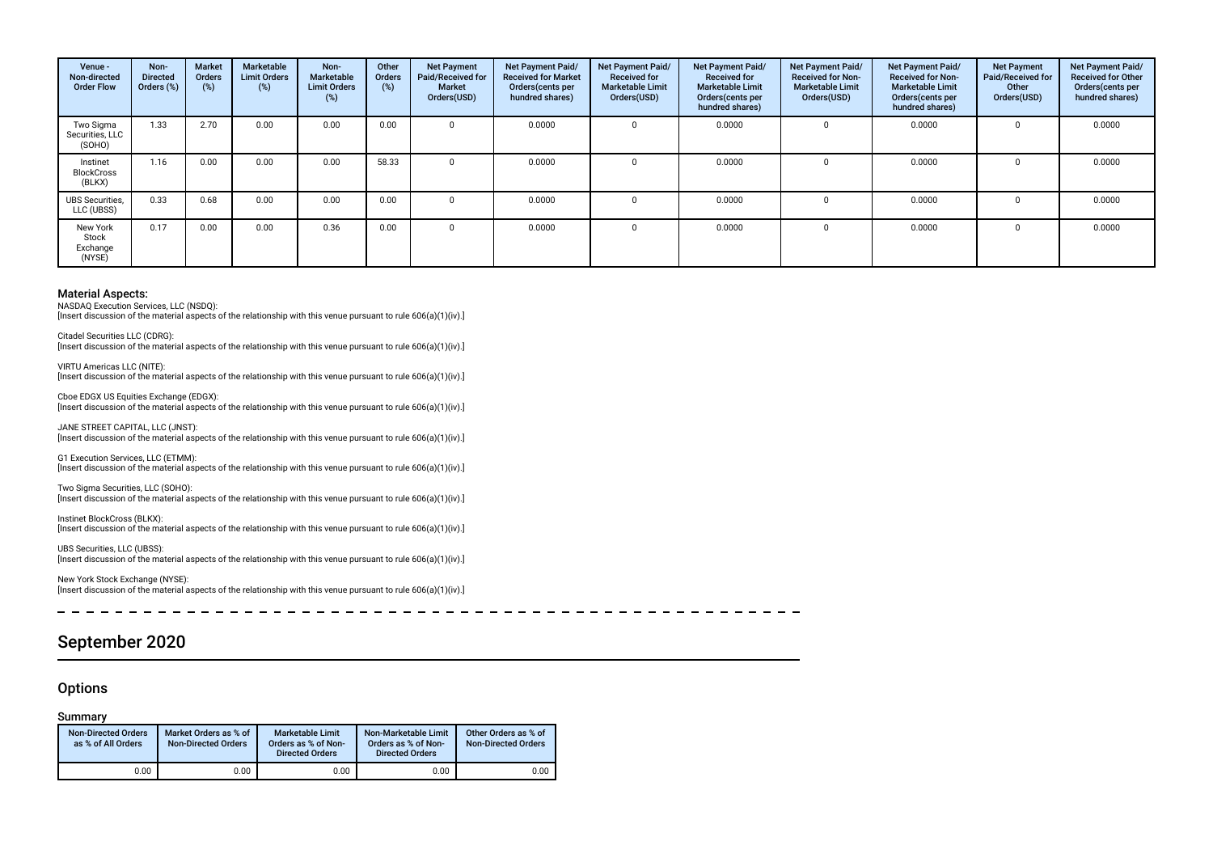| Venue - Non-directed Order Flow | Non-Directed Orders (%) | Market Orders (%) | Marketable Limit Orders (%) | Non-Marketable Limit Orders (%) | Other Orders (%) | Net Payment Paid/Received for Market Orders(USD) | Net Payment Paid/ Received for Market Orders(cents per hundred shares) | Net Payment Paid/ Received for Marketable Limit Orders(USD) | Net Payment Paid/ Received for Marketable Limit Orders(cents per hundred shares) | Net Payment Paid/ Received for Non-Marketable Limit Orders(USD) | Net Payment Paid/ Received for Non-Marketable Limit Orders(cents per hundred shares) | Net Payment Paid/Received for Other Orders(USD) | Net Payment Paid/ Received for Other Orders(cents per hundred shares) |
|---|---|---|---|---|---|---|---|---|---|---|---|---|---|
| Two Sigma Securities, LLC (SOHO) | 1.33 | 2.70 | 0.00 | 0.00 | 0.00 | 0 | 0.0000 | 0 | 0.0000 | 0 | 0.0000 | 0 | 0.0000 |
| Instinet BlockCross (BLKX) | 1.16 | 0.00 | 0.00 | 0.00 | 58.33 | 0 | 0.0000 | 0 | 0.0000 | 0 | 0.0000 | 0 | 0.0000 |
| UBS Securities, LLC (UBSS) | 0.33 | 0.68 | 0.00 | 0.00 | 0.00 | 0 | 0.0000 | 0 | 0.0000 | 0 | 0.0000 | 0 | 0.0000 |
| New York Stock Exchange (NYSE) | 0.17 | 0.00 | 0.00 | 0.36 | 0.00 | 0 | 0.0000 | 0 | 0.0000 | 0 | 0.0000 | 0 | 0.0000 |

### Material Aspects:

NASDAQ Execution Services, LLC (NSDQ):
[Insert discussion of the material aspects of the relationship with this venue pursuant to rule 606(a)(1)(iv).]

Citadel Securities LLC (CDRG):
[Insert discussion of the material aspects of the relationship with this venue pursuant to rule 606(a)(1)(iv).]

VIRTU Americas LLC (NITE):
[Insert discussion of the material aspects of the relationship with this venue pursuant to rule 606(a)(1)(iv).]

Cboe EDGX US Equities Exchange (EDGX):
[Insert discussion of the material aspects of the relationship with this venue pursuant to rule 606(a)(1)(iv).]

JANE STREET CAPITAL, LLC (JNST):
[Insert discussion of the material aspects of the relationship with this venue pursuant to rule 606(a)(1)(iv).]

G1 Execution Services, LLC (ETMM):
[Insert discussion of the material aspects of the relationship with this venue pursuant to rule 606(a)(1)(iv).]

Two Sigma Securities, LLC (SOHO):
[Insert discussion of the material aspects of the relationship with this venue pursuant to rule 606(a)(1)(iv).]

Instinet BlockCross (BLKX):
[Insert discussion of the material aspects of the relationship with this venue pursuant to rule 606(a)(1)(iv).]

UBS Securities, LLC (UBSS):
[Insert discussion of the material aspects of the relationship with this venue pursuant to rule 606(a)(1)(iv).]

New York Stock Exchange (NYSE):
[Insert discussion of the material aspects of the relationship with this venue pursuant to rule 606(a)(1)(iv).]

# September 2020

## Options

### Summary

| Non-Directed Orders as % of All Orders | Market Orders as % of Non-Directed Orders | Marketable Limit Orders as % of Non-Directed Orders | Non-Marketable Limit Orders as % of Non-Directed Orders | Other Orders as % of Non-Directed Orders |
|---|---|---|---|---|
| 0.00 | 0.00 | 0.00 | 0.00 | 0.00 |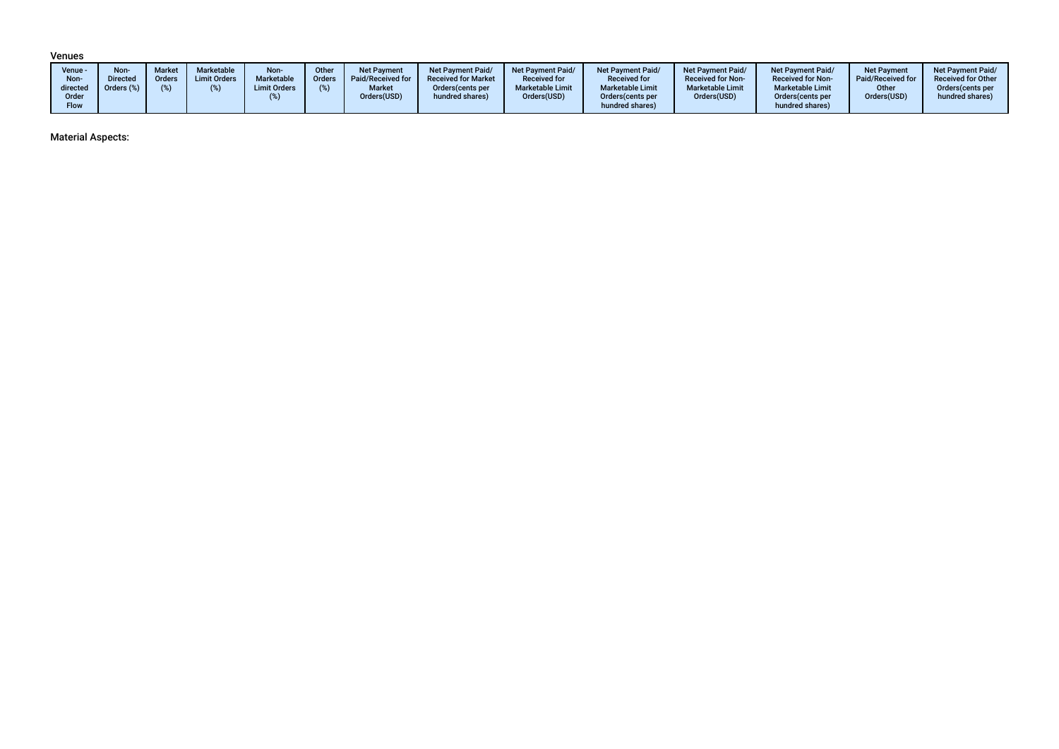Venues

| Venue - Non-directed Order Flow | Non-Directed Orders (%) | Market Orders (%) | Marketable Limit Orders (%) | Non-Marketable Limit Orders (%) | Other Orders (%) | Net Payment Paid/Received for Market Orders(USD) | Net Payment Paid/ Received for Market Orders(cents per hundred shares) | Net Payment Paid/ Received for Marketable Limit Orders(USD) | Net Payment Paid/ Received for Marketable Limit Orders(cents per hundred shares) | Net Payment Paid/ Received for Non-Marketable Limit Orders(USD) | Net Payment Paid/ Received for Non-Marketable Limit Orders(cents per hundred shares) | Net Payment Paid/Received for Other Orders(USD) | Net Payment Paid/ Received for Other Orders(cents per hundred shares) |
|---|---|---|---|---|---|---|---|---|---|---|---|---|---|

Material Aspects: